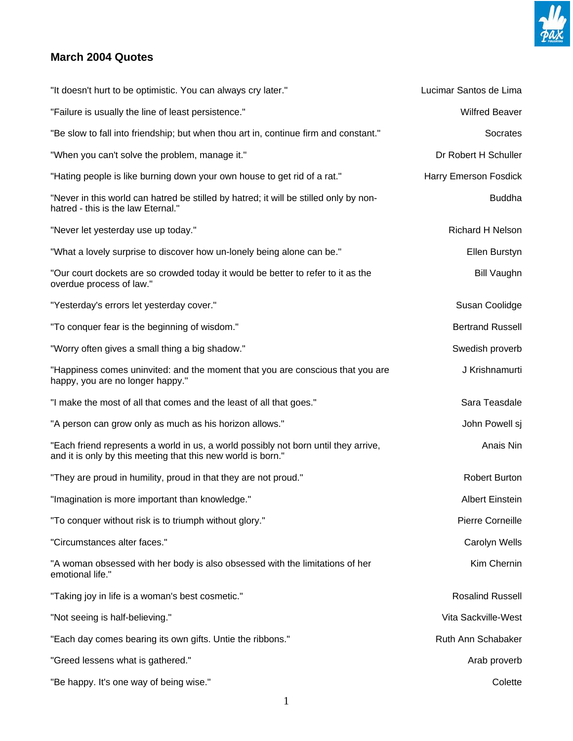## March 2004 Quotes

| | |
|---|---|
| "It doesn't hurt to be optimistic. You can always cry later." | Lucimar Santos de Lima |
| "Failure is usually the line of least persistence." | Wilfred Beaver |
| "Be slow to fall into friendship; but when thou art in, continue firm and constant." | Socrates |
| "When you can't solve the problem, manage it." | Dr Robert H Schuller |
| "Hating people is like burning down your own house to get rid of a rat." | Harry Emerson Fosdick |
| "Never in this world can hatred be stilled by hatred; it will be stilled only by non-hatred - this is the law Eternal." | Buddha |
| "Never let yesterday use up today." | Richard H Nelson |
| "What a lovely surprise to discover how un-lonely being alone can be." | Ellen Burstyn |
| "Our court dockets are so crowded today it would be better to refer to it as the overdue process of law." | Bill Vaughn |
| "Yesterday's errors let yesterday cover." | Susan Coolidge |
| "To conquer fear is the beginning of wisdom." | Bertrand Russell |
| "Worry often gives a small thing a big shadow." | Swedish proverb |
| "Happiness comes uninvited: and the moment that you are conscious that you are happy, you are no longer happy." | J Krishnamurti |
| "I make the most of all that comes and the least of all that goes." | Sara Teasdale |
| "A person can grow only as much as his horizon allows." | John Powell sj |
| "Each friend represents a world in us, a world possibly not born until they arrive, and it is only by this meeting that this new world is born." | Anais Nin |
| "They are proud in humility, proud in that they are not proud." | Robert Burton |
| "Imagination is more important than knowledge." | Albert Einstein |
| "To conquer without risk is to triumph without glory." | Pierre Corneille |
| "Circumstances alter faces." | Carolyn Wells |
| "A woman obsessed with her body is also obsessed with the limitations of her emotional life." | Kim Chernin |
| "Taking joy in life is a woman's best cosmetic." | Rosalind Russell |
| "Not seeing is half-believing." | Vita Sackville-West |
| "Each day comes bearing its own gifts. Untie the ribbons." | Ruth Ann Schabaker |
| "Greed lessens what is gathered." | Arab proverb |
| "Be happy. It's one way of being wise." | Colette |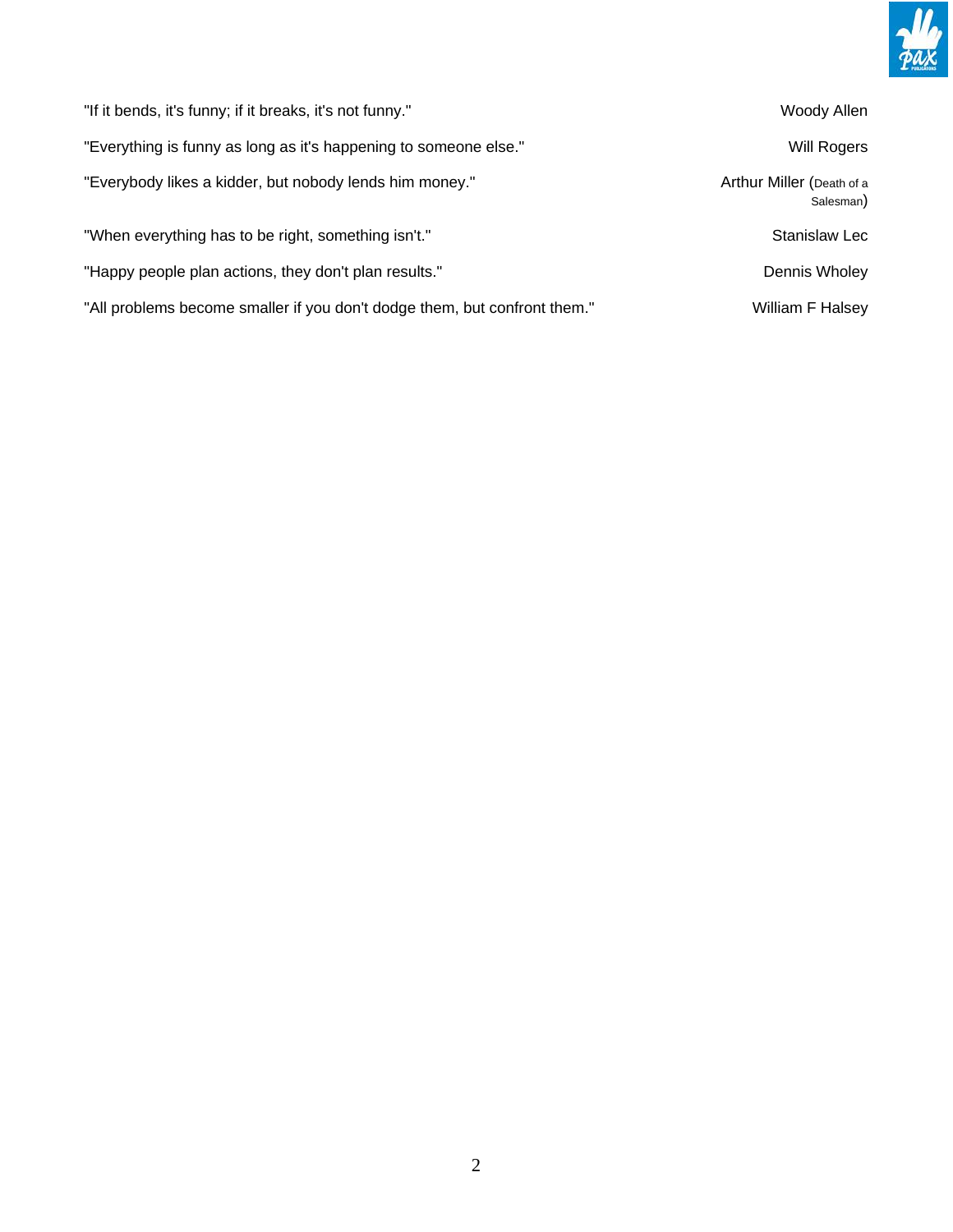| | |
|---|---|
| "If it bends, it's funny; if it breaks, it's not funny." | Woody Allen |
| "Everything is funny as long as it's happening to someone else." | Will Rogers |
| "Everybody likes a kidder, but nobody lends him money." | Arthur Miller (Death of a Salesman) |
| "When everything has to be right, something isn't." | Stanislaw Lec |
| "Happy people plan actions, they don't plan results." | Dennis Wholey |
| "All problems become smaller if you don't dodge them, but confront them." | William F Halsey |